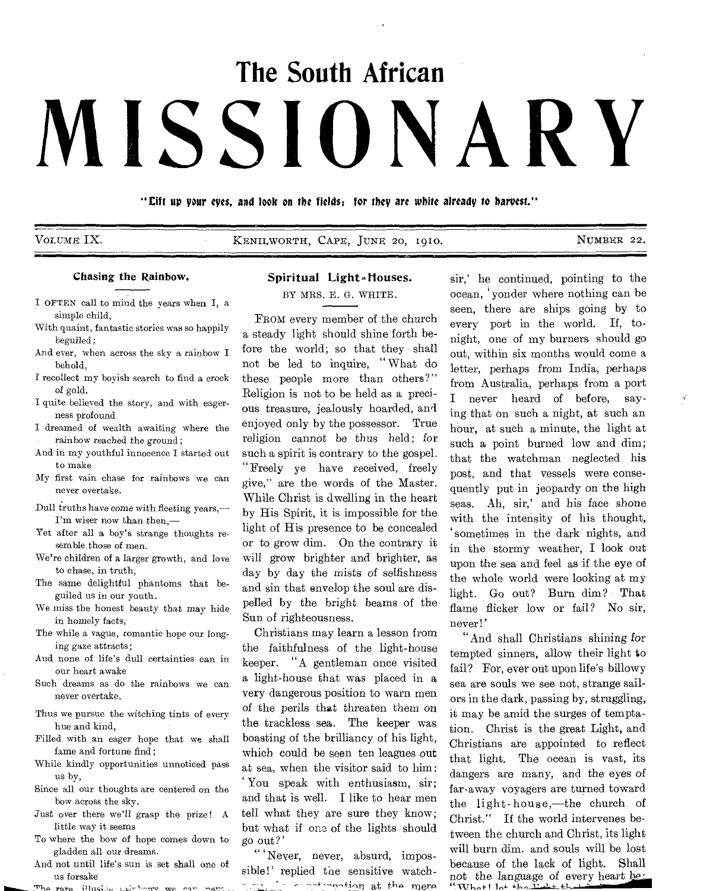# The South African

# MISSIONARY

**"Lift up your eyes, and look on the fields; for they are white already to harvest."**

VOLUME IX. KENILWORTH, CAPE, JUNE 20, 1910. NUMBER 22.

### Chasing the Rainbow.

I OFTEN call to mind the years when I, a simple child,
With quaint, fantastic stories was so happily beguiled;
And ever, when across the sky a rainbow I behold,
I recollect my boyish search to find a crock of gold.
I quite believed the story, and with eagerness profound
I dreamed of wealth awaiting where the rainbow reached the ground;
And in my youthful innocence I started out to make
My first vain chase for rainbows we can never overtake.

Dull truths have come with fleeting years,—
I'm wiser now than then,—
Yet after all a boy's strange thoughts resemble those of men.
We're children of a larger growth, and love to chase, in truth,
The same delightful phantoms that beguiled us in our youth.
We miss the honest beauty that may hide in homely facts,
The while a vague, romantic hope our longing gaze attracts;
And none of life's dull certainties can in our heart awake
Such dreams as do the rainbows we can never overtake.

Thus we pursue the witching tints of every hue and kind,
Filled with an eager hope that we shall fame and fortune find;
While kindly opportunities unnoticed pass us by,
Since all our thoughts are centered on the bow across the sky.
Just over there we'll grasp the prize! A little way it seems
To where the bow of hope comes down to gladden all our dreams.
And not until life's sun is set shall one of us forsake
The rare illusive rainbows we can never...

### Spiritual Light-Houses.

BY MRS. E. G. WHITE.

FROM every member of the church a steady light should shine forth before the world; so that they shall not be led to inquire, "What do these people more than others?" Religion is not to be held as a precious treasure, jealously hoarded, and enjoyed only by the possessor. True religion cannot be thus held; for such a spirit is contrary to the gospel. "Freely ye have received, freely give," are the words of the Master. While Christ is dwelling in the heart by His Spirit, it is impossible for the light of His presence to be concealed or to grow dim. On the contrary it will grow brighter and brighter, as day by day the mists of selfishness and sin that envelop the soul are dispelled by the bright beams of the Sun of righteousness.

Christians may learn a lesson from the faithfulness of the light-house keeper. "A gentleman once visited a light-house that was placed in a very dangerous position to warn men of the perils that threaten them on the trackless sea. The keeper was boasting of the brilliancy of his light, which could be seen ten leagues out at sea, when the visitor said to him: 'You speak with enthusiasm, sir; and that is well. I like to hear men tell what they are sure they know; but what if one of the lights should go out?'

"'Never, never, absurd, impossible!' replied the sensitive watchman, ... consternation at the mere ... sir,' he continued, pointing to the ocean, 'yonder where nothing can be seen, there are ships going by to every port in the world. If, to-night, one of my burners should go out, within six months would come a letter, perhaps from India, perhaps from Australia, perhaps from a port I never heard of before, saying that on such a night, at such an hour, at such a minute, the light at such a point burned low and dim; that the watchman neglected his post, and that vessels were consequently put in jeopardy on the high seas. Ah, sir,' and his face shone with the intensity of his thought, 'sometimes in the dark nights, and in the stormy weather, I look out upon the sea and feel as if the eye of the whole world were looking at my light. Go out? Burn dim? That flame flicker low or fail? No sir, never!'

"And shall Christians shining for tempted sinners, allow their light to fail? For, ever out upon life's billowy sea are souls we see not, strange sailors in the dark, passing by, struggling, it may be amid the surges of temptation. Christ is the great Light, and Christians are appointed to reflect that light. The ocean is vast, its dangers are many, and the eyes of far-away voyagers are turned toward the light-house,—the church of Christ." If the world intervenes between the church and Christ, its light will burn dim. and souls will be lost because of the lack of light. Shall not the language of every heart be: "What! let the light ...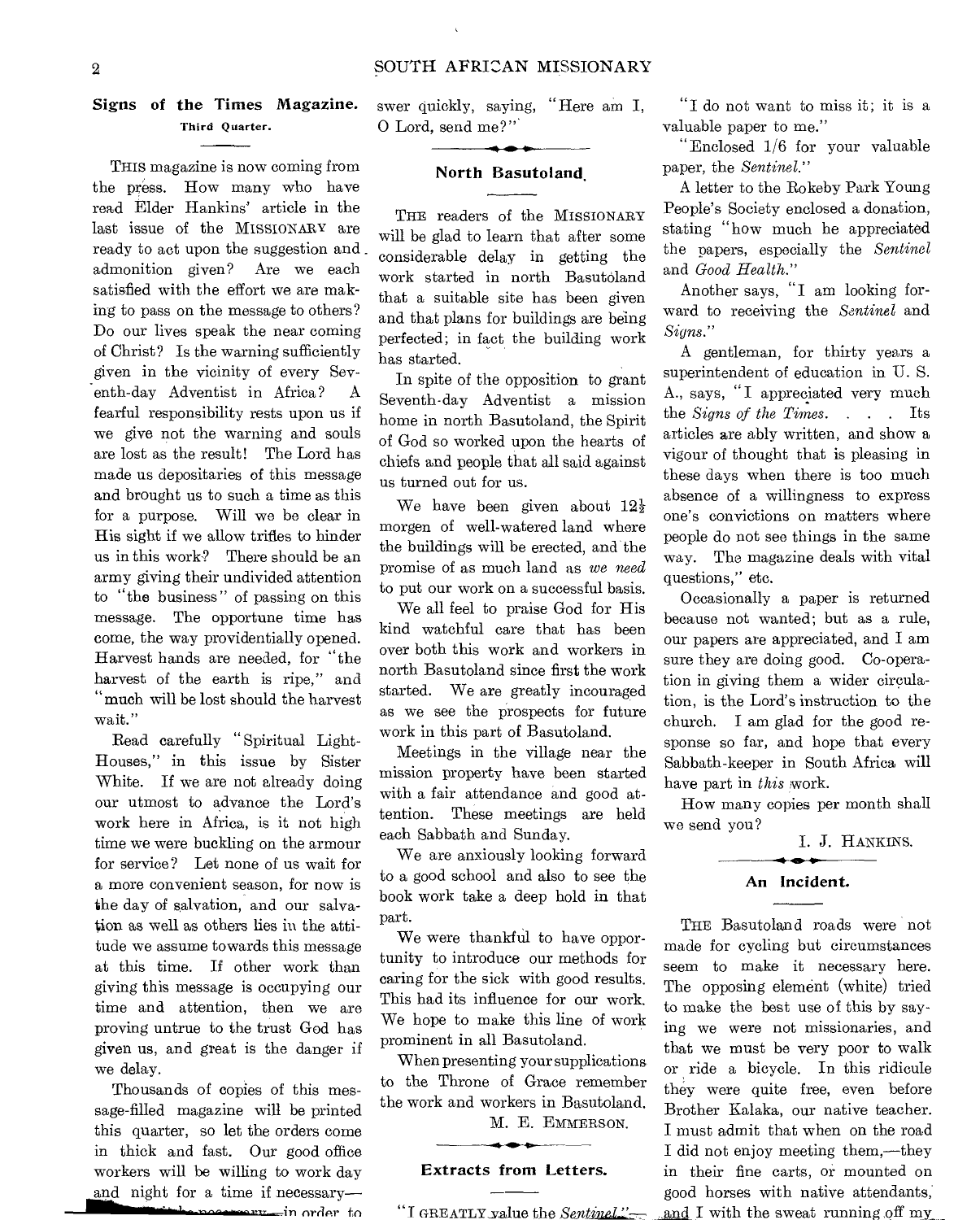### Signs of the Times Magazine.

**Third Quarter.**

THIS magazine is now coming from the press. How many who have read Elder Hankins' article in the last issue of the MISSIONARY are ready to act upon the suggestion and admonition given? Are we each satisfied with the effort we are making to pass on the message to others? Do our lives speak the near coming of Christ? Is the warning sufficiently given in the vicinity of every Seventh-day Adventist in Africa? A fearful responsibility rests upon us if we give not the warning and souls are lost as the result! The Lord has made us depositaries of this message and brought us to such a time as this for a purpose. Will we be clear in His sight if we allow trifles to hinder us in this work? There should be an army giving their undivided attention to "the business" of passing on this message. The opportune time has come, the way providentially opened. Harvest hands are needed, for "the harvest of the earth is ripe," and "much will be lost should the harvest wait."

Read carefully "Spiritual Light-Houses," in this issue by Sister White. If we are not already doing our utmost to advance the Lord's work here in Africa, is it not high time we were buckling on the armour for service? Let none of us wait for a more convenient season, for now is the day of salvation, and our salvation as well as others lies in the attitude we assume towards this message at this time. If other work than giving this message is occupying our time and attention, then we are proving untrue to the trust God has given us, and great is the danger if we delay.

Thousands of copies of this message-filled magazine will be printed this quarter, so let the orders come in thick and fast. Our good office workers will be willing to work day and night for a time if necessary——in order to swer quickly, saying, "Here am I, O Lord, send me?"

### North Basutoland.

THE readers of the MISSIONARY will be glad to learn that after some considerable delay in getting the work started in north Basutoland that a suitable site has been given and that plans for buildings are being perfected; in fact the building work has started.

In spite of the opposition to grant Seventh-day Adventist a mission home in north Basutoland, the Spirit of God so worked upon the hearts of chiefs and people that all said against us turned out for us.

We have been given about 12½ morgen of well-watered land where the buildings will be erected, and the promise of as much land as *we need* to put our work on a successful basis.

We all feel to praise God for His kind watchful care that has been over both this work and workers in north Basutoland since first the work started. We are greatly incouraged as we see the prospects for future work in this part of Basutoland.

Meetings in the village near the mission property have been started with a fair attendance and good attention. These meetings are held each Sabbath and Sunday.

We are anxiously looking forward to a good school and also to see the book work take a deep hold in that part.

We were thankful to have opportunity to introduce our methods for caring for the sick with good results. This had its influence for our work. We hope to make this line of work prominent in all Basutoland.

When presenting your supplications to the Throne of Grace remember the work and workers in Basutoland.

M. E. EMMERSON.

### Extracts from Letters.

"I GREATLY value the *Sentinel*."—

"I do not want to miss it; it is a valuable paper to me."

"Enclosed 1/6 for your valuable paper, the *Sentinel*."

A letter to the Rokeby Park Young People's Society enclosed a donation, stating "how much he appreciated the papers, especially the *Sentinel* and *Good Health*."

Another says, "I am looking forward to receiving the *Sentinel* and *Signs*."

A gentleman, for thirty years a superintendent of education in U. S. A., says, "I appreciated very much the *Signs of the Times*. . . . Its articles are ably written, and show a vigour of thought that is pleasing in these days when there is too much absence of a willingness to express one's convictions on matters where people do not see things in the same way. The magazine deals with vital questions," etc.

Occasionally a paper is returned because not wanted; but as a rule, our papers are appreciated, and I am sure they are doing good. Co-operation in giving them a wider circulation, is the Lord's instruction to the church. I am glad for the good response so far, and hope that every Sabbath-keeper in South Africa will have part in *this* work.

How many copies per month shall we send you?

I. J. HANKINS.

### An Incident.

THE Basutoland roads were not made for cycling but circumstances seem to make it necessary here. The opposing element (white) tried to make the best use of this by saying we were not missionaries, and that we must be very poor to walk or ride a bicycle. In this ridicule they were quite free, even before Brother Kalaka, our native teacher. I must admit that when on the road I did not enjoy meeting them,—they in their fine carts, or mounted on good horses with native attendants, and I with the sweat running off my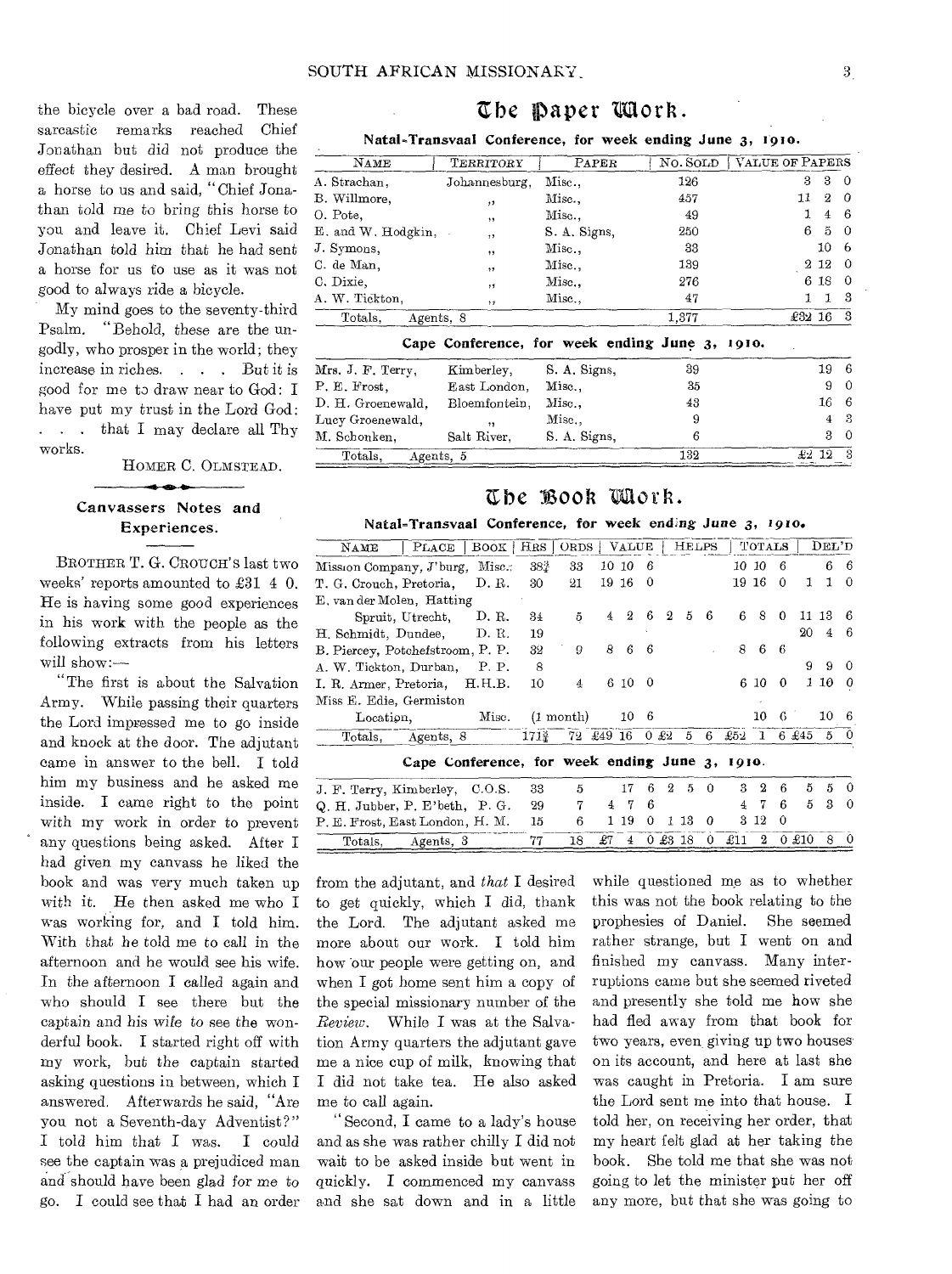the bicycle over a bad road. These sarcastic remarks reached Chief Jonathan but did not produce the effect they desired. A man brought a horse to us and said, "Chief Jonathan told me to bring this horse to you and leave it. Chief Levi said Jonathan told him that he had sent a horse for us to use as it was not good to always ride a bicycle.

My mind goes to the seventy-third Psalm. "Behold, these are the ungodly, who prosper in the world; they increase in riches. . . . But it is good for me to draw near to God: I have put my trust in the Lord God: . . . that I may declare all Thy works.

HOMER C. OLMSTEAD.

## Canvassers Notes and Experiences.

BROTHER T. G. CROUCH'S last two weeks' reports amounted to £31 4 0. He is having some good experiences in his work with the people as the following extracts from his letters will show:—

"The first is about the Salvation Army. While passing their quarters the Lord impressed me to go inside and knock at the door. The adjutant came in answer to the bell. I told him my business and he asked me inside. I came right to the point with my work in order to prevent any questions being asked. After I had given my canvass he liked the book and was very much taken up with it. He then asked me who I was working for, and I told him. With that he told me to call in the afternoon and he would see his wife. In the afternoon I called again and who should I see there but the captain and his wife to see the wonderful book. I started right off with my work, but the captain started asking questions in between, which I answered. Afterwards he said, "Are you not a Seventh-day Adventist?" I told him that I was. I could see the captain was a prejudiced man and should have been glad for me to go. I could see that I had an order from the adjutant, and *that* I desired to get quickly, which I did, thank the Lord. The adjutant asked me more about our work. I told him how our people were getting on, and when I got home sent him a copy of the special missionary number of the *Review*. While I was at the Salvation Army quarters the adjutant gave me a nice cup of milk, knowing that I did not take tea. He also asked me to call again.

"Second, I came to a lady's house and as she was rather chilly I did not wait to be asked inside but went in quickly. I commenced my canvass and she sat down and in a little while questioned me as to whether this was not the book relating to the prophesies of Daniel. She seemed rather strange, but I went on and finished my canvass. Many interruptions came but she seemed riveted and presently she told me how she had fled away from that book for two years, even giving up two houses on its account, and here at last she was caught in Pretoria. I am sure the Lord sent me into that house. I told her, on receiving her order, that my heart felt glad at her taking the book. She told me that she was not going to let the minister put her off any more, but that she was going to

# The Paper Work.

**Natal-Transvaal Conference, for week ending June 3, 1910.**

| NAME | TERRITORY | PAPER | NO. SOLD | VALUE OF PAPERS |
|---|---|---|---|---|
| A. Strachan, | Johannesburg, | Misc., | 126 | 3 3 0 |
| B. Willmore, | ,, | Misc., | 457 | 11 2 0 |
| O. Pote, | ,, | Misc., | 49 | 1 4 6 |
| E. and W. Hodgkin, | ,, | S. A. Signs, | 250 | 6 5 0 |
| J. Symons, | ,, | Misc., | 33 | 10 6 |
| C. de Man, | ,, | Misc., | 139 | 2 12 0 |
| C. Dixie, | ,, | Misc., | 276 | 6 18 0 |
| A. W. Tickton, | ,, | Misc., | 47 | 1 1 3 |
| Totals, | Agents, 8 | | 1,377 | £32 16 3 |

**Cape Conference, for week ending June 3, 1910.**

| NAME | TERRITORY | PAPER | NO. SOLD | VALUE OF PAPERS |
|---|---|---|---|---|
| Mrs. J. F. Terry, | Kimberley, | S. A. Signs, | 39 | 19 6 |
| P. E. Frost, | East London, | Misc., | 35 | 9 0 |
| D. H. Groenewald, | Bloemfontein, | Misc., | 43 | 16 6 |
| Lucy Groenewald, | ,, | Misc., | 9 | 4 3 |
| M. Schonken, | Salt River, | S. A. Signs, | 6 | 3 0 |
| Totals, | Agents, 5 | | 132 | £2 12 3 |

# The Book Work.

**Natal-Transvaal Conference, for week ending June 3, 1910.**

| NAME | PLACE | BOOK | HRS | ORDS | VALUE | HELPS | TOTALS | DEL'D |
|---|---|---|---|---|---|---|---|---|
| Mission Company, | J'burg, | Misc., | 38½ | 33 | 10 10 6 | | 10 10 6 | 6 6 |
| T. G. Crouch, | Pretoria, | D. R. | 30 | 21 | 19 16 0 | | 19 16 0 | 1 1 0 |
| E. van der Molen, | Hatting Spruit, Utrecht, | D. R. | 34 | 5 | 4 2 6 | 2 5 6 | 6 8 0 | 11 13 6 |
| H. Schmidt, | Dundee, | D. R. | 19 | | | | | 20 4 6 |
| B. Piercey, | Potchefstroom, | P. P. | 32 | 9 | 8 6 6 | | 8 6 6 | |
| A. W. Tickton, | Durban, | P. P. | 8 | | | | | 9 9 0 |
| I. R. Armer, | Pretoria, | H.H.B. | 10 | 4 | 6 10 0 | | 6 10 0 | 1 10 0 |
| Miss E. Edie, | Germiston Location, | Misc. | (1 month) | | 10 6 | | 10 6 | 10 6 |
| Totals, | Agents, 8 | | 171½ | 72 | £49 16 0 | £2 5 6 | £52 1 6 | £45 5 0 |

**Cape Conference, for week ending June 3, 1910.**

| NAME | PLACE | BOOK | HRS | ORDS | VALUE | HELPS | TOTALS | DEL'D |
|---|---|---|---|---|---|---|---|---|
| J. F. Terry, | Kimberley, | C.O.S. | 33 | 5 | 17 6 | 2 5 0 | 3 2 6 | 5 5 0 |
| Q. H. Jubber, | P. E'beth, | P. G. | 29 | 7 | 4 7 6 | | 4 7 6 | 5 3 0 |
| P. E. Frost, | East London, | H. M. | 15 | 6 | 1 19 0 | 1 13 0 | 3 12 0 | |
| Totals, | Agents, 3 | | 77 | 18 | £7 4 0 | £3 18 0 | £11 2 0 | £10 8 0 |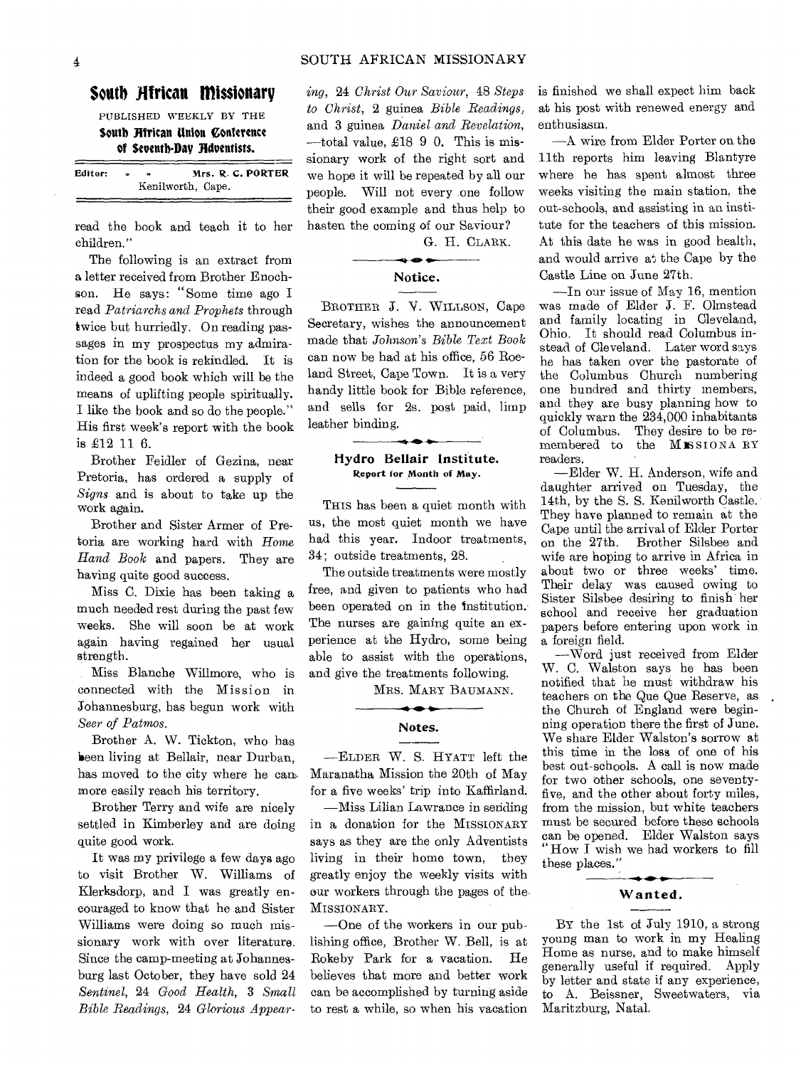# South African Missionary

PUBLISHED WEEKLY BY THE

**South African Union Conference of Seventh-Day Adventists.**

Editor: Mrs. R. C. PORTER
Kenilworth, Cape.

read the book and teach it to her children."

The following is an extract from a letter received from Brother Enochson. He says: "Some time ago I read *Patriarchs and Prophets* through twice but hurriedly. On reading passages in my prospectus my admiration for the book is rekindled. It is indeed a good book which will be the means of uplifting people spiritually. I like the book and so do the people." His first week's report with the book is £12 11 6.

Brother Feidler of Gezina, near Pretoria, has ordered a supply of *Signs* and is about to take up the work again.

Brother and Sister Armer of Pretoria are working hard with *Home Hand Book* and papers. They are having quite good success.

Miss C. Dixie has been taking a much needed rest during the past few weeks. She will soon be at work again having regained her usual strength.

Miss Blanche Willmore, who is connected with the Mission in Johannesburg, has begun work with *Seer of Patmos*.

Brother A. W. Tickton, who has been living at Bellair, near Durban, has moved to the city where he can more easily reach his territory.

Brother Terry and wife are nicely settled in Kimberley and are doing quite good work.

It was my privilege a few days ago to visit Brother W. Williams of Klerksdorp, and I was greatly encouraged to know that he and Sister Williams were doing so much missionary work with over literature. Since the camp-meeting at Johannesburg last October, they have sold 24 *Sentinel*, 24 *Good Health*, 3 *Small Bible Readings*, 24 *Glorious Appearing*, 24 *Christ Our Saviour*, 48 *Steps to Christ*, 2 guinea *Bible Readings*, and 3 guinea *Daniel and Revelation*, —total value, £18 9 0. This is missionary work of the right sort and we hope it will be repeated by all our people. Will not every one follow their good example and thus help to hasten the coming of our Saviour?

G. H. CLARK.

## Notice.

BROTHER J. V. WILLSON, Cape Secretary, wishes the announcement made that *Johnson's Bible Text Book* can now be had at his office, 56 Roeland Street, Cape Town. It is a very handy little book for Bible reference, and sells for 2s. post paid, limp leather binding.

## Hydro Bellair Institute.

**Report for Month of May.**

THIS has been a quiet month with us, the most quiet month we have had this year. Indoor treatments, 34; outside treatments, 28.

The outside treatments were mostly free, and given to patients who had been operated on in the institution. The nurses are gaining quite an experience at the Hydro, some being able to assist with the operations, and give the treatments following.

MRS. MARY BAUMANN.

## Notes.

—ELDER W. S. HYATT left the Maranatha Mission the 20th of May for a five weeks' trip into Kaffirland.

—Miss Lilian Lawrance in sending in a donation for the MISSIONARY says as they are the only Adventists living in their home town, they greatly enjoy the weekly visits with our workers through the pages of the MISSIONARY.

—One of the workers in our publishing office, Brother W. Bell, is at Rokeby Park for a vacation. He believes that more and better work can be accomplished by turning aside to rest a while, so when his vacation is finished we shall expect him back at his post with renewed energy and enthusiasm.

—A wire from Elder Porter on the 11th reports him leaving Blantyre where he has spent almost three weeks visiting the main station, the out-schools, and assisting in an institute for the teachers of this mission. At this date he was in good health, and would arrive at the Cape by the Castle Line on June 27th.

—In our issue of May 16, mention was made of Elder J. F. Olmstead and family locating in Cleveland, Ohio. It should read Columbus instead of Cleveland. Later word says he has taken over the pastorate of the Columbus Church numbering one hundred and thirty members, and they are busy planning how to quickly warn the 234,000 inhabitants of Columbus. They desire to be remembered to the MISSIONARY readers.

—Elder W. H. Anderson, wife and daughter arrived on Tuesday, the 14th, by the S. S. Kenilworth Castle. They have planned to remain at the Cape until the arrival of Elder Porter on the 27th. Brother Silsbee and wife are hoping to arrive in Africa in about two or three weeks' time. Their delay was caused owing to Sister Silsbee desiring to finish her school and receive her graduation papers before entering upon work in a foreign field.

—Word just received from Elder W. C. Walston says he has been notified that he must withdraw his teachers on the Que Que Reserve, as the Church of England were beginning operation there the first of June. We share Elder Walston's sorrow at this time in the loss of one of his best out-schools. A call is now made for two other schools, one seventy-five, and the other about forty miles, from the mission, but white teachers must be secured before these schools can be opened. Elder Walston says "How I wish we had workers to fill these places."

## Wanted.

BY the 1st of July 1910, a strong young man to work in my Healing Home as nurse, and to make himself generally useful if required. Apply by letter and state if any experience, to A. Beissner, Sweetwaters, via Maritzburg, Natal.